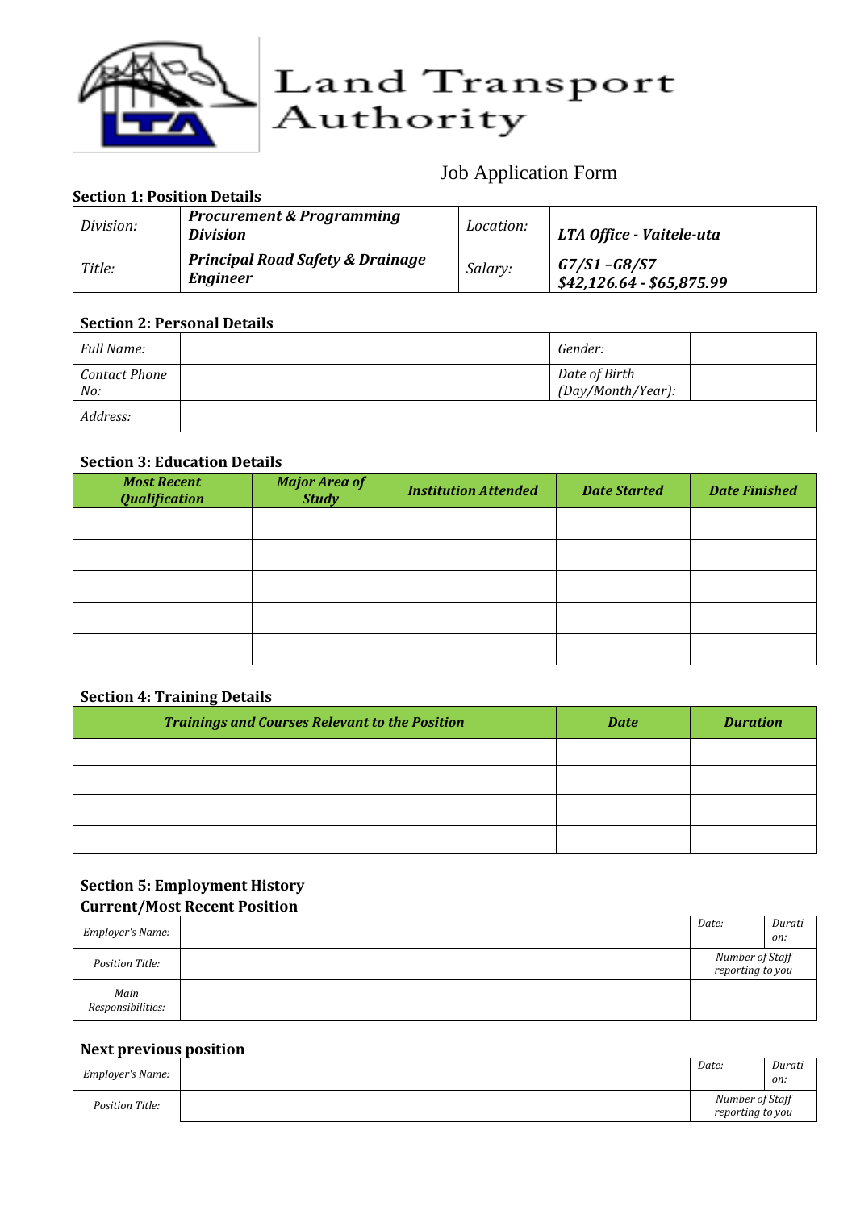# Land Transport Authority

## Job Application Form

### Section 1: Position Details

| | | | |
|---|---|---|---|
| *Division:* | ***Procurement & Programming Division*** | *Location:* | ***LTA Office - Vaitele-uta*** |
| *Title:* | ***Principal Road Safety & Drainage Engineer*** | *Salary:* | ***G7/S1 –G8/S7 $42,126.64 - $65,875.99*** |

### Section 2: Personal Details

| | | | |
|---|---|---|---|
| *Full Name:* | | *Gender:* | |
| *Contact Phone No:* | | *Date of Birth (Day/Month/Year):* | |
| *Address:* | | | |

### Section 3: Education Details

| ***Most Recent Qualification*** | ***Major Area of Study*** | ***Institution Attended*** | ***Date Started*** | ***Date Finished*** |
|---|---|---|---|---|
| | | | | |
| | | | | |
| | | | | |
| | | | | |
| | | | | |

### Section 4: Training Details

| ***Trainings and Courses Relevant to the Position*** | ***Date*** | ***Duration*** |
|---|---|---|
| | | |
| | | |
| | | |
| | | |

### Section 5: Employment History

**Current/Most Recent Position**

| | | | |
|---|---|---|---|
| *Employer's Name:* | | *Date:* | *Duration:* |
| *Position Title:* | | *Number of Staff reporting to you* | |
| *Main Responsibilities:* | | | |

**Next previous position**

| | | | |
|---|---|---|---|
| *Employer's Name:* | | *Date:* | *Duration:* |
| *Position Title:* | | *Number of Staff reporting to you* | |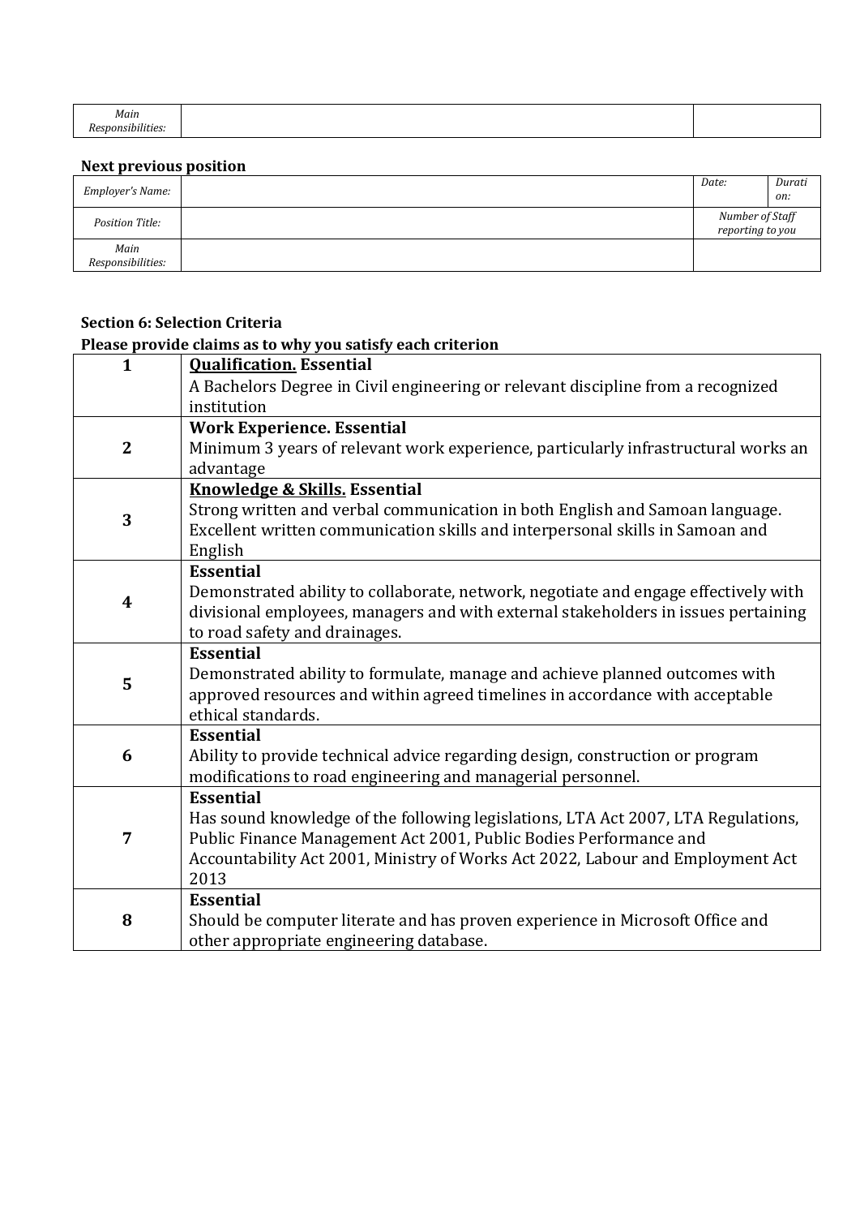| *Main Responsibilities:* | | |
|---|---|---|

**Next previous position**

| *Employer's Name:* | | *Date:* | *Duration:* |
|---|---|---|---|
| *Position Title:* | | *Number of Staff reporting to you* | |
| *Main Responsibilities:* | | | |

**Section 6: Selection Criteria**

**Please provide claims as to why you satisfy each criterion**

| | |
|---|---|
| **1** | **<u>Qualification.</u> Essential**<br>A Bachelors Degree in Civil engineering or relevant discipline from a recognized institution |
| **2** | **Work Experience. Essential**<br>Minimum 3 years of relevant work experience, particularly infrastructural works an advantage |
| **3** | **<u>Knowledge & Skills.</u> Essential**<br>Strong written and verbal communication in both English and Samoan language. Excellent written communication skills and interpersonal skills in Samoan and English |
| **4** | **Essential**<br>Demonstrated ability to collaborate, network, negotiate and engage effectively with divisional employees, managers and with external stakeholders in issues pertaining to road safety and drainages. |
| **5** | **Essential**<br>Demonstrated ability to formulate, manage and achieve planned outcomes with approved resources and within agreed timelines in accordance with acceptable ethical standards. |
| **6** | **Essential**<br>Ability to provide technical advice regarding design, construction or program modifications to road engineering and managerial personnel. |
| **7** | **Essential**<br>Has sound knowledge of the following legislations, LTA Act 2007, LTA Regulations, Public Finance Management Act 2001, Public Bodies Performance and Accountability Act 2001, Ministry of Works Act 2022, Labour and Employment Act 2013 |
| **8** | **Essential**<br>Should be computer literate and has proven experience in Microsoft Office and other appropriate engineering database. |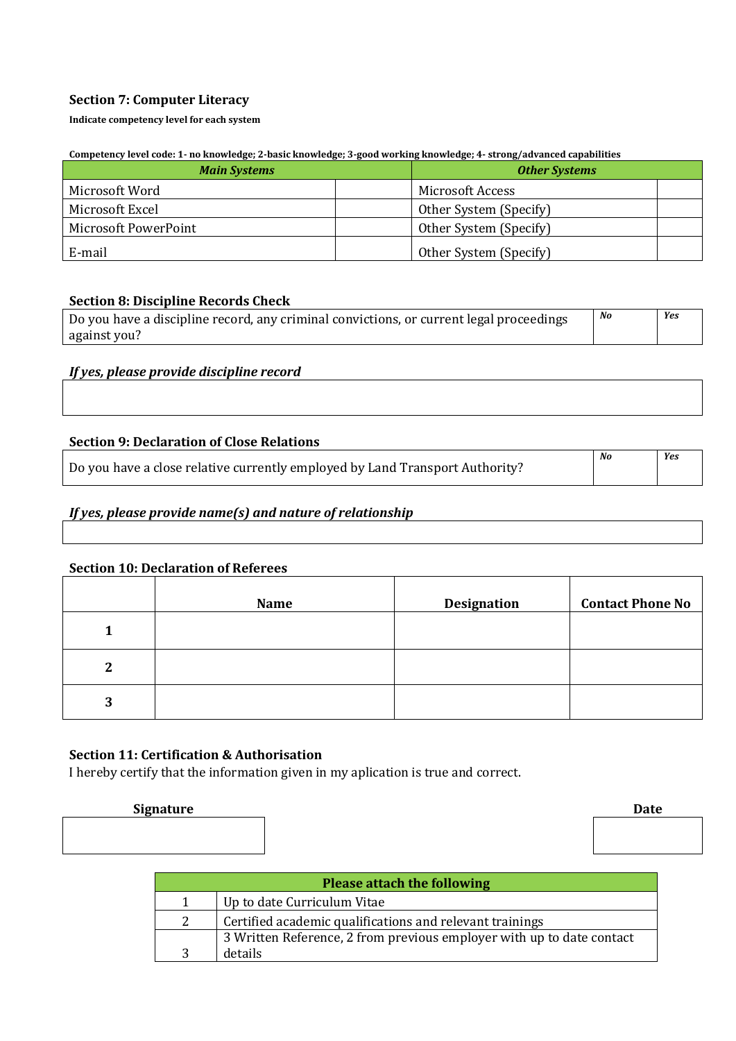## Section 7: Computer Literacy

**Indicate competency level for each system**

**Competency level code: 1- no knowledge; 2-basic knowledge; 3-good working knowledge; 4- strong/advanced capabilities**

| ***Main Systems*** | | ***Other Systems*** | |
|---|---|---|---|
| Microsoft Word | | Microsoft Access | |
| Microsoft Excel | | Other System (Specify) | |
| Microsoft PowerPoint | | Other System (Specify) | |
| E-mail | | Other System (Specify) | |

## Section 8: Discipline Records Check

| | | |
|---|---|---|
| Do you have a discipline record, any criminal convictions, or current legal proceedings against you? | ***No*** | ***Yes*** |

### *If yes, please provide discipline record*

| |
|---|
| |

## Section 9: Declaration of Close Relations

| | | |
|---|---|---|
| Do you have a close relative currently employed by Land Transport Authority? | ***No*** | ***Yes*** |

### *If yes, please provide name(s) and nature of relationship*

| |
|---|
| |

## Section 10: Declaration of Referees

| | Name | Designation | Contact Phone No |
|---|---|---|---|
| **1** | | | |
| **2** | | | |
| **3** | | | |

## Section 11: Certification & Authorisation

I hereby certify that the information given in my aplication is true and correct.

| **Signature** | **Date** |
|---|---|
| | |

| | **Please attach the following** |
|---|---|
| 1 | Up to date Curriculum Vitae |
| 2 | Certified academic qualifications and relevant trainings |
| 3 | 3 Written Reference, 2 from previous employer with up to date contact details |